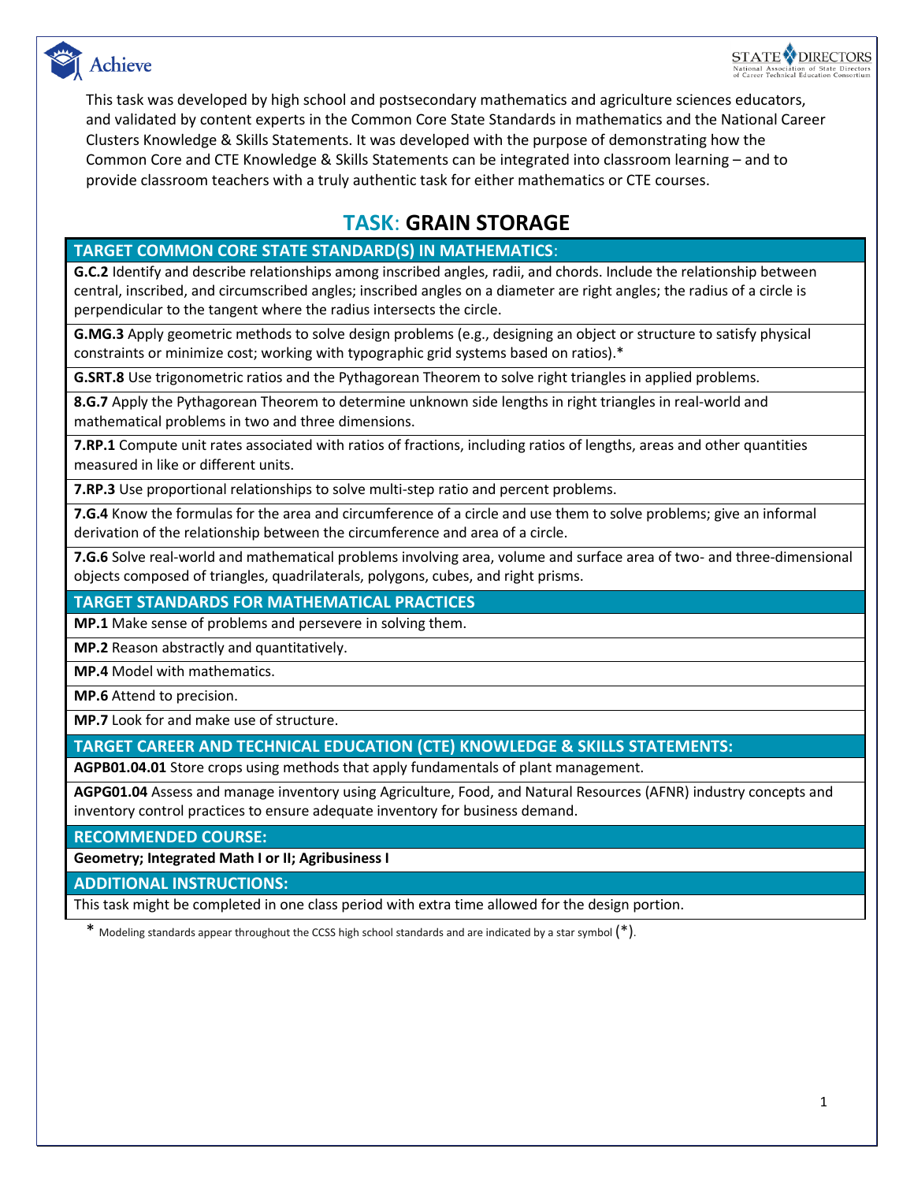This task was developed by high school and postsecondary mathematics and agriculture sciences educators, and validated by content experts in the Common Core State Standards in mathematics and the National Career Clusters Knowledge & Skills Statements. It was developed with the purpose of demonstrating how the Common Core and CTE Knowledge & Skills Statements can be integrated into classroom learning – and to provide classroom teachers with a truly authentic task for either mathematics or CTE courses.

# TASK: GRAIN STORAGE

| TARGET COMMON CORE STATE STANDARD(S) IN MATHEMATICS: |
|---|
| **G.C.2** Identify and describe relationships among inscribed angles, radii, and chords. Include the relationship between central, inscribed, and circumscribed angles; inscribed angles on a diameter are right angles; the radius of a circle is perpendicular to the tangent where the radius intersects the circle. |
| **G.MG.3** Apply geometric methods to solve design problems (e.g., designing an object or structure to satisfy physical constraints or minimize cost; working with typographic grid systems based on ratios).* |
| **G.SRT.8** Use trigonometric ratios and the Pythagorean Theorem to solve right triangles in applied problems. |
| **8.G.7** Apply the Pythagorean Theorem to determine unknown side lengths in right triangles in real-world and mathematical problems in two and three dimensions. |
| **7.RP.1** Compute unit rates associated with ratios of fractions, including ratios of lengths, areas and other quantities measured in like or different units. |
| **7.RP.3** Use proportional relationships to solve multi-step ratio and percent problems. |
| **7.G.4** Know the formulas for the area and circumference of a circle and use them to solve problems; give an informal derivation of the relationship between the circumference and area of a circle. |
| **7.G.6** Solve real-world and mathematical problems involving area, volume and surface area of two- and three-dimensional objects composed of triangles, quadrilaterals, polygons, cubes, and right prisms. |
| **TARGET STANDARDS FOR MATHEMATICAL PRACTICES** |
| **MP.1** Make sense of problems and persevere in solving them. |
| **MP.2** Reason abstractly and quantitatively. |
| **MP.4** Model with mathematics. |
| **MP.6** Attend to precision. |
| **MP.7** Look for and make use of structure. |
| **TARGET CAREER AND TECHNICAL EDUCATION (CTE) KNOWLEDGE & SKILLS STATEMENTS:** |
| **AGPB01.04.01** Store crops using methods that apply fundamentals of plant management. |
| **AGPG01.04** Assess and manage inventory using Agriculture, Food, and Natural Resources (AFNR) industry concepts and inventory control practices to ensure adequate inventory for business demand. |
| **RECOMMENDED COURSE:** |
| **Geometry; Integrated Math I or II; Agribusiness I** |
| **ADDITIONAL INSTRUCTIONS:** |
| This task might be completed in one class period with extra time allowed for the design portion. |

\* Modeling standards appear throughout the CCSS high school standards and are indicated by a star symbol (*).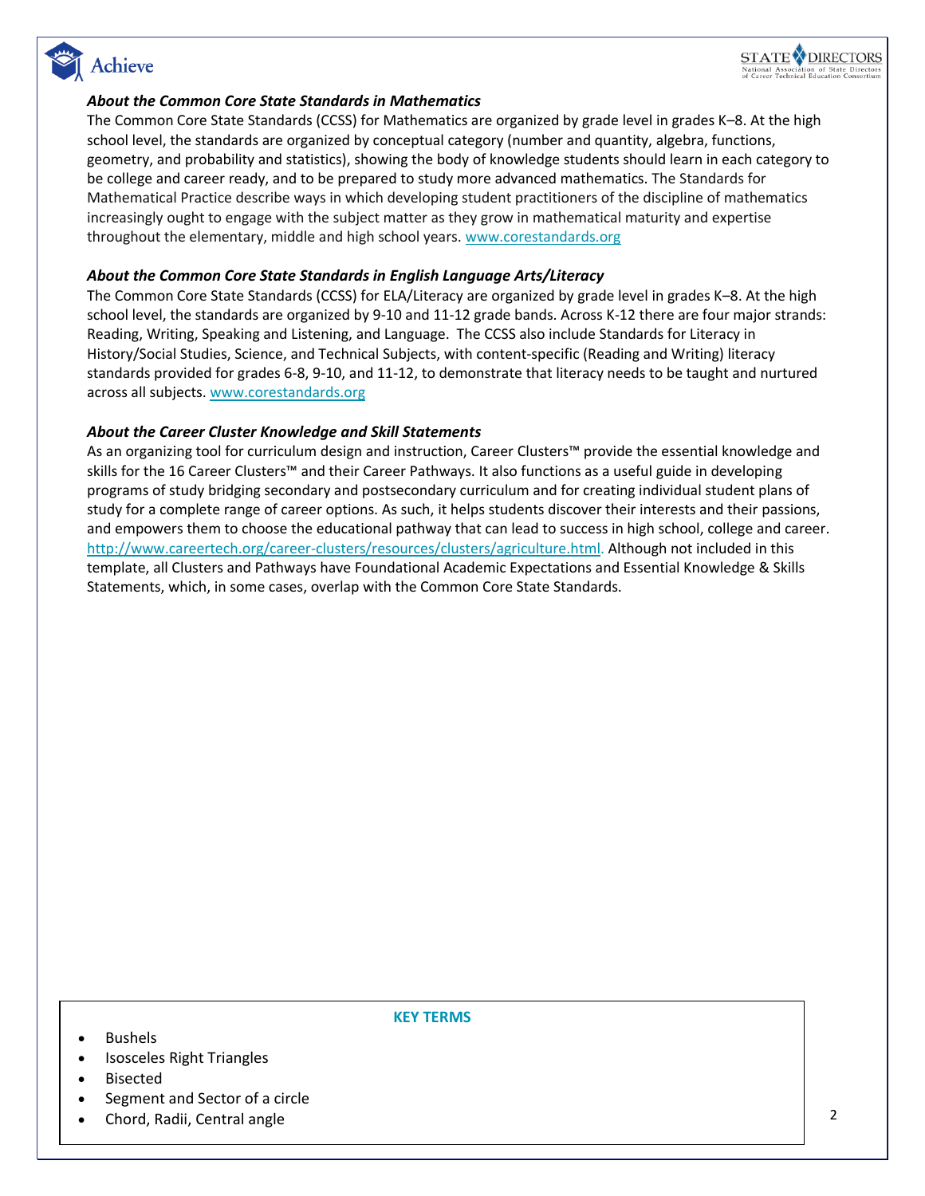### *About the Common Core State Standards in Mathematics*

The Common Core State Standards (CCSS) for Mathematics are organized by grade level in grades K–8. At the high school level, the standards are organized by conceptual category (number and quantity, algebra, functions, geometry, and probability and statistics), showing the body of knowledge students should learn in each category to be college and career ready, and to be prepared to study more advanced mathematics. The Standards for Mathematical Practice describe ways in which developing student practitioners of the discipline of mathematics increasingly ought to engage with the subject matter as they grow in mathematical maturity and expertise throughout the elementary, middle and high school years. [www.corestandards.org](www.corestandards.org)

### *About the Common Core State Standards in English Language Arts/Literacy*

The Common Core State Standards (CCSS) for ELA/Literacy are organized by grade level in grades K–8. At the high school level, the standards are organized by 9-10 and 11-12 grade bands. Across K-12 there are four major strands: Reading, Writing, Speaking and Listening, and Language. The CCSS also include Standards for Literacy in History/Social Studies, Science, and Technical Subjects, with content-specific (Reading and Writing) literacy standards provided for grades 6-8, 9-10, and 11-12, to demonstrate that literacy needs to be taught and nurtured across all subjects. [www.corestandards.org](www.corestandards.org)

### *About the Career Cluster Knowledge and Skill Statements*

As an organizing tool for curriculum design and instruction, Career Clusters™ provide the essential knowledge and skills for the 16 Career Clusters™ and their Career Pathways. It also functions as a useful guide in developing programs of study bridging secondary and postsecondary curriculum and for creating individual student plans of study for a complete range of career options. As such, it helps students discover their interests and their passions, and empowers them to choose the educational pathway that can lead to success in high school, college and career. [http://www.careertech.org/career-clusters/resources/clusters/agriculture.html](http://www.careertech.org/career-clusters/resources/clusters/agriculture.html). Although not included in this template, all Clusters and Pathways have Foundational Academic Expectations and Essential Knowledge & Skills Statements, which, in some cases, overlap with the Common Core State Standards.

**KEY TERMS**

- Bushels
- Isosceles Right Triangles
- Bisected
- Segment and Sector of a circle
- Chord, Radii, Central angle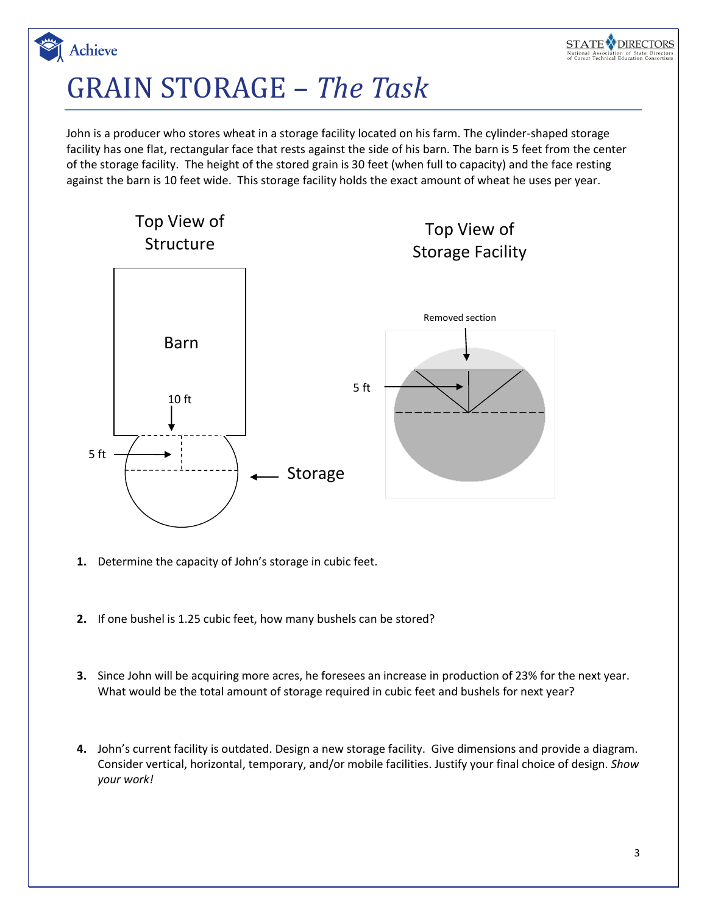# GRAIN STORAGE – *The Task*

John is a producer who stores wheat in a storage facility located on his farm. The cylinder-shaped storage facility has one flat, rectangular face that rests against the side of his barn. The barn is 5 feet from the center of the storage facility. The height of the stored grain is 30 feet (when full to capacity) and the face resting against the barn is 10 feet wide. This storage facility holds the exact amount of wheat he uses per year.

Top View of Structure

Barn

10 ft

5 ft

Storage

Top View of Storage Facility

Removed section

5 ft

1. Determine the capacity of John's storage in cubic feet.

2. If one bushel is 1.25 cubic feet, how many bushels can be stored?

3. Since John will be acquiring more acres, he foresees an increase in production of 23% for the next year. What would be the total amount of storage required in cubic feet and bushels for next year?

4. John's current facility is outdated. Design a new storage facility. Give dimensions and provide a diagram. Consider vertical, horizontal, temporary, and/or mobile facilities. Justify your final choice of design. *Show your work!*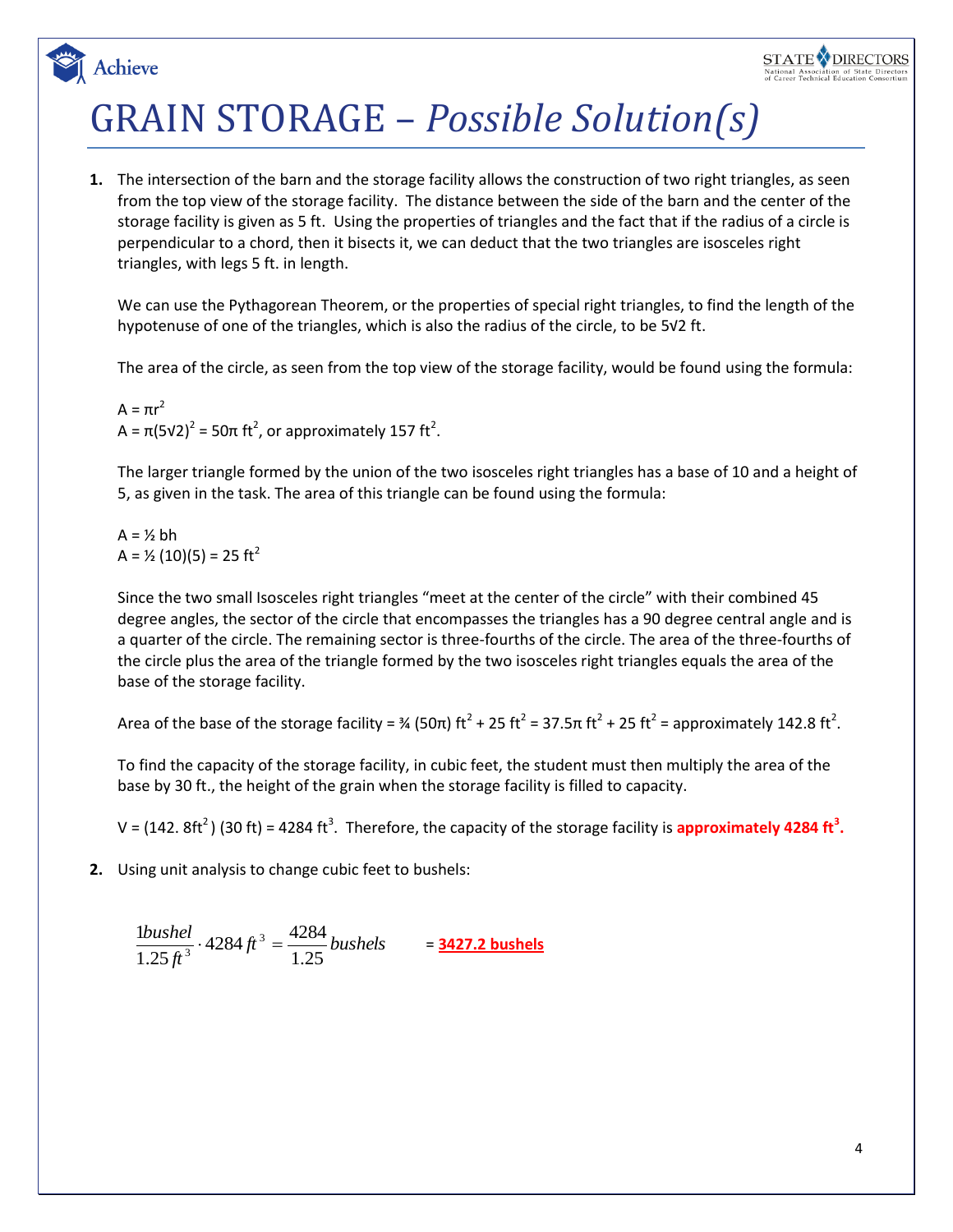# GRAIN STORAGE – *Possible Solution(s)*

1. The intersection of the barn and the storage facility allows the construction of two right triangles, as seen from the top view of the storage facility. The distance between the side of the barn and the center of the storage facility is given as 5 ft. Using the properties of triangles and the fact that if the radius of a circle is perpendicular to a chord, then it bisects it, we can deduct that the two triangles are isosceles right triangles, with legs 5 ft. in length.

   We can use the Pythagorean Theorem, or the properties of special right triangles, to find the length of the hypotenuse of one of the triangles, which is also the radius of the circle, to be $5\sqrt{2}$ ft.

   The area of the circle, as seen from the top view of the storage facility, would be found using the formula:

   $A = \pi r^2$
   $A = \pi(5\sqrt{2})^2 = 50\pi \text{ ft}^2$, or approximately $157 \text{ ft}^2$.

   The larger triangle formed by the union of the two isosceles right triangles has a base of 10 and a height of 5, as given in the task. The area of this triangle can be found using the formula:

   $A = \frac{1}{2} bh$
   $A = \frac{1}{2}(10)(5) = 25 \text{ ft}^2$

   Since the two small Isosceles right triangles "meet at the center of the circle" with their combined 45 degree angles, the sector of the circle that encompasses the triangles has a 90 degree central angle and is a quarter of the circle. The remaining sector is three-fourths of the circle. The area of the three-fourths of the circle plus the area of the triangle formed by the two isosceles right triangles equals the area of the base of the storage facility.

   Area of the base of the storage facility = $\frac{3}{4}(50\pi) \text{ ft}^2 + 25 \text{ ft}^2 = 37.5\pi \text{ ft}^2 + 25 \text{ ft}^2$ = approximately $142.8 \text{ ft}^2$.

   To find the capacity of the storage facility, in cubic feet, the student must then multiply the area of the base by 30 ft., the height of the grain when the storage facility is filled to capacity.

   $V = (142.8 \text{ ft}^2)(30 \text{ ft}) = 4284 \text{ ft}^3$. Therefore, the capacity of the storage facility is **approximately $4284 \text{ ft}^3$.**

2. Using unit analysis to change cubic feet to bushels:

   $$\frac{1 \, bushel}{1.25 \, ft^3} \cdot 4284 \, ft^3 = \frac{4284}{1.25} bushels \qquad = \textbf{3427.2 bushels}$$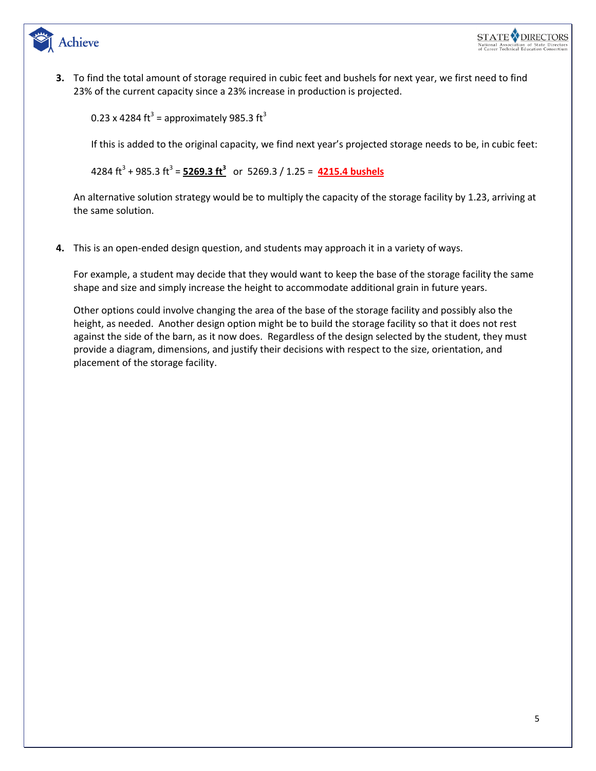**3.** To find the total amount of storage required in cubic feet and bushels for next year, we first need to find 23% of the current capacity since a 23% increase in production is projected.

$0.23 \times 4284 \text{ ft}^3$ = approximately $985.3 \text{ ft}^3$

If this is added to the original capacity, we find next year's projected storage needs to be, in cubic feet:

$4284 \text{ ft}^3 + 985.3 \text{ ft}^3$ = **$5269.3 \text{ ft}^3$** or $5269.3 / 1.25$ = **4215.4 bushels**

An alternative solution strategy would be to multiply the capacity of the storage facility by 1.23, arriving at the same solution.

**4.** This is an open-ended design question, and students may approach it in a variety of ways.

For example, a student may decide that they would want to keep the base of the storage facility the same shape and size and simply increase the height to accommodate additional grain in future years.

Other options could involve changing the area of the base of the storage facility and possibly also the height, as needed. Another design option might be to build the storage facility so that it does not rest against the side of the barn, as it now does. Regardless of the design selected by the student, they must provide a diagram, dimensions, and justify their decisions with respect to the size, orientation, and placement of the storage facility.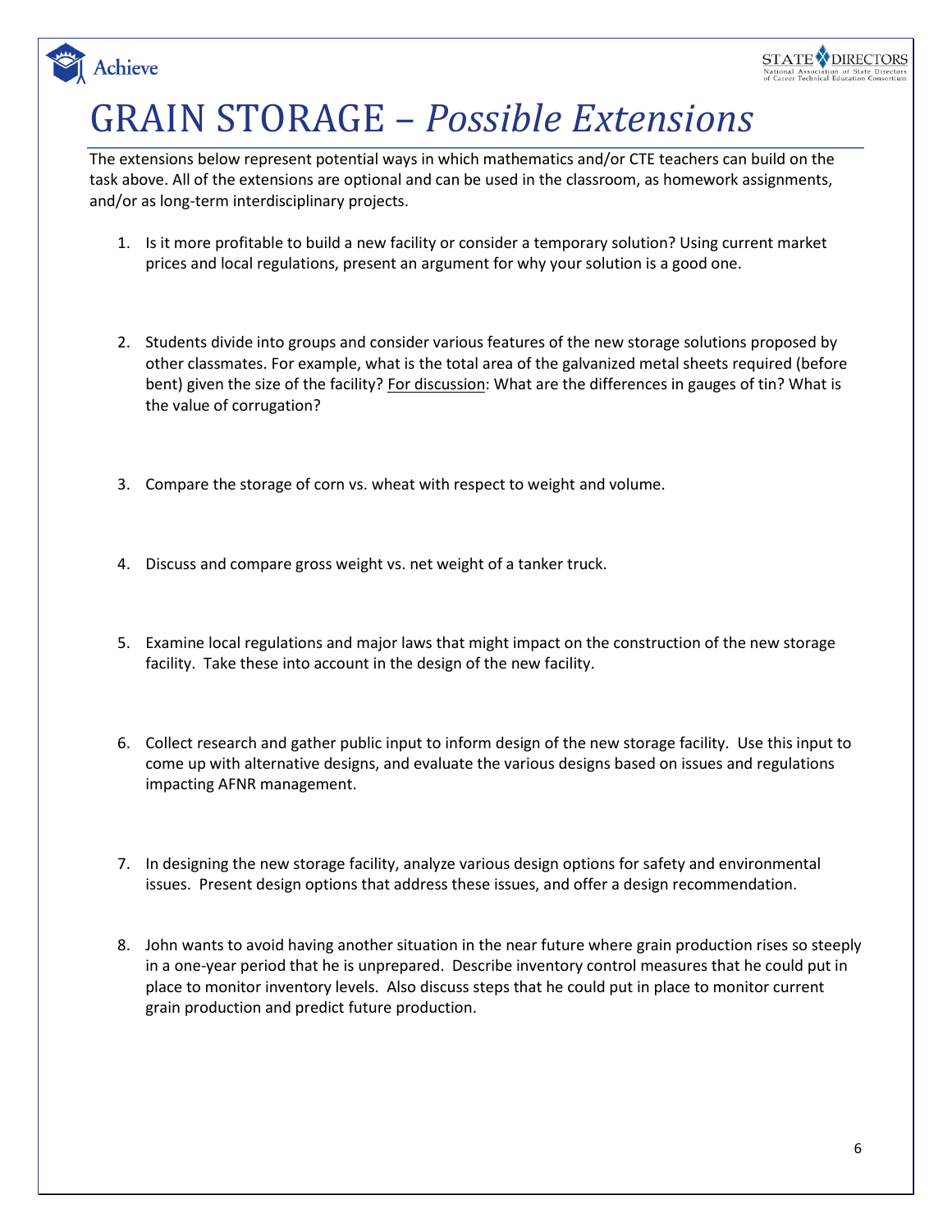# GRAIN STORAGE – *Possible Extensions*

The extensions below represent potential ways in which mathematics and/or CTE teachers can build on the task above. All of the extensions are optional and can be used in the classroom, as homework assignments, and/or as long-term interdisciplinary projects.

1. Is it more profitable to build a new facility or consider a temporary solution? Using current market prices and local regulations, present an argument for why your solution is a good one.

2. Students divide into groups and consider various features of the new storage solutions proposed by other classmates. For example, what is the total area of the galvanized metal sheets required (before bent) given the size of the facility? <u>For discussion</u>: What are the differences in gauges of tin? What is the value of corrugation?

3. Compare the storage of corn vs. wheat with respect to weight and volume.

4. Discuss and compare gross weight vs. net weight of a tanker truck.

5. Examine local regulations and major laws that might impact on the construction of the new storage facility. Take these into account in the design of the new facility.

6. Collect research and gather public input to inform design of the new storage facility. Use this input to come up with alternative designs, and evaluate the various designs based on issues and regulations impacting AFNR management.

7. In designing the new storage facility, analyze various design options for safety and environmental issues. Present design options that address these issues, and offer a design recommendation.

8. John wants to avoid having another situation in the near future where grain production rises so steeply in a one-year period that he is unprepared. Describe inventory control measures that he could put in place to monitor inventory levels. Also discuss steps that he could put in place to monitor current grain production and predict future production.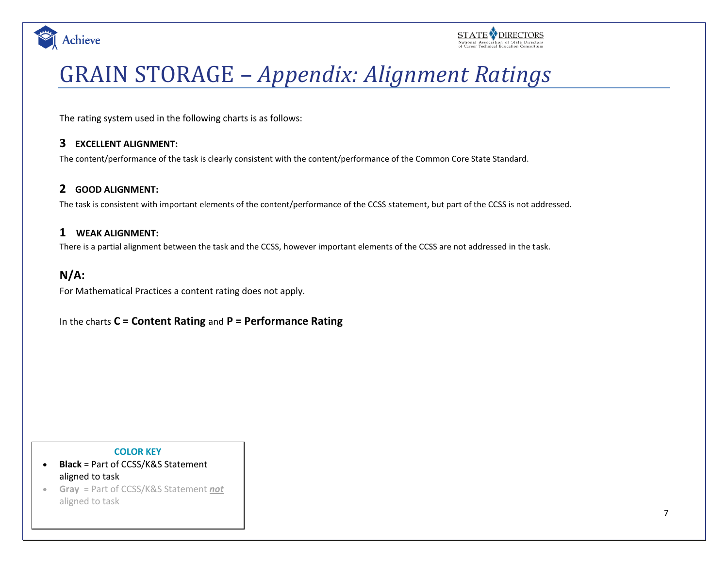# GRAIN STORAGE – *Appendix: Alignment Ratings*

The rating system used in the following charts is as follows:

**3 EXCELLENT ALIGNMENT:**

The content/performance of the task is clearly consistent with the content/performance of the Common Core State Standard.

**2 GOOD ALIGNMENT:**

The task is consistent with important elements of the content/performance of the CCSS statement, but part of the CCSS is not addressed.

**1 WEAK ALIGNMENT:**

There is a partial alignment between the task and the CCSS, however important elements of the CCSS are not addressed in the task.

**N/A:**

For Mathematical Practices a content rating does not apply.

In the charts **C = Content Rating** and **P = Performance Rating**

**COLOR KEY**

- **Black** = Part of CCSS/K&S Statement aligned to task
- **Gray** = Part of CCSS/K&S Statement ***not*** aligned to task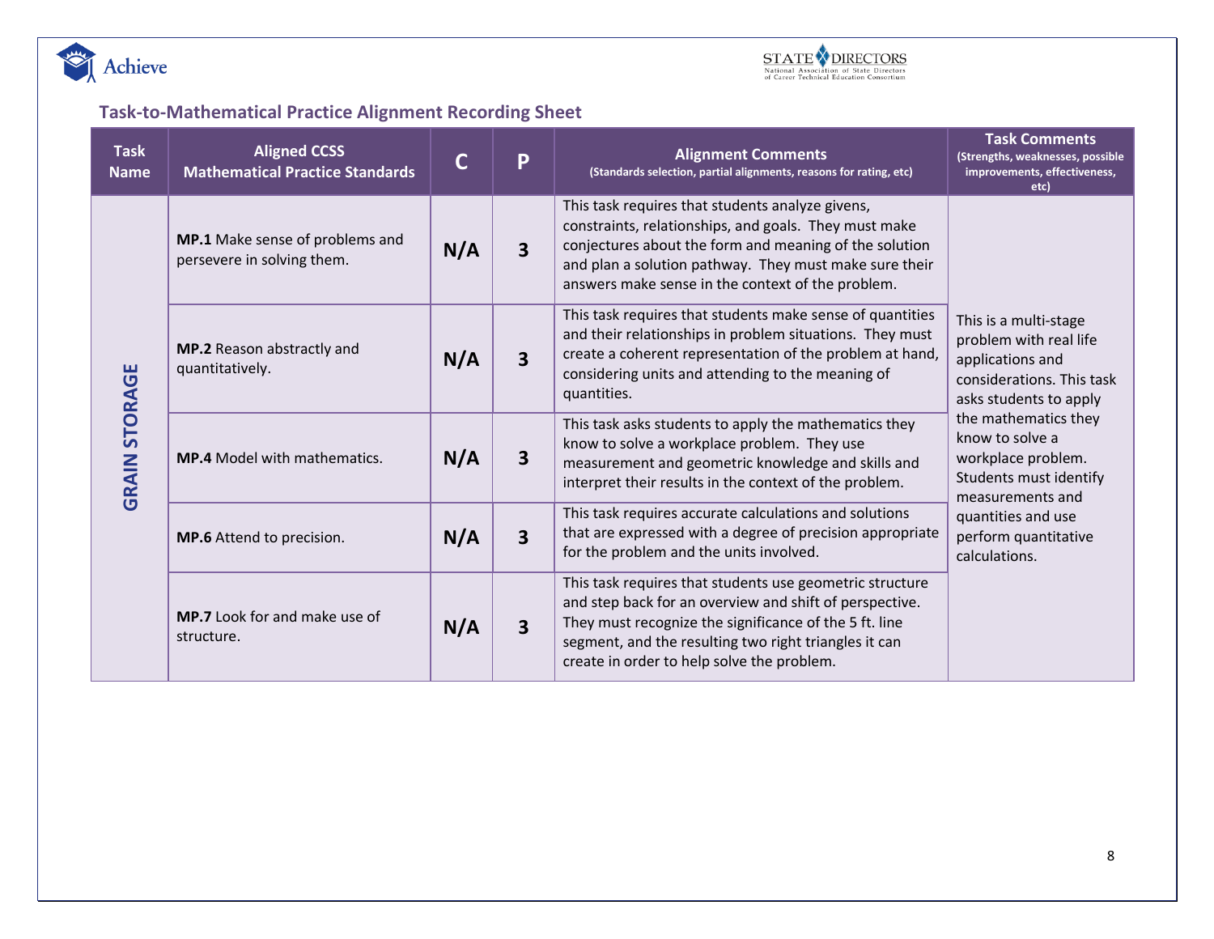## Task-to-Mathematical Practice Alignment Recording Sheet

| Task Name | Aligned CCSS Mathematical Practice Standards | C | P | Alignment Comments (Standards selection, partial alignments, reasons for rating, etc) | Task Comments (Strengths, weaknesses, possible improvements, effectiveness, etc) |
|---|---|---|---|---|---|
| GRAIN STORAGE | **MP.1** Make sense of problems and persevere in solving them. | N/A | 3 | This task requires that students analyze givens, constraints, relationships, and goals. They must make conjectures about the form and meaning of the solution and plan a solution pathway. They must make sure their answers make sense in the context of the problem. | This is a multi-stage problem with real life applications and considerations. This task asks students to apply the mathematics they know to solve a workplace problem. Students must identify measurements and quantities and use perform quantitative calculations. |
| | **MP.2** Reason abstractly and quantitatively. | N/A | 3 | This task requires that students make sense of quantities and their relationships in problem situations. They must create a coherent representation of the problem at hand, considering units and attending to the meaning of quantities. | |
| | **MP.4** Model with mathematics. | N/A | 3 | This task asks students to apply the mathematics they know to solve a workplace problem. They use measurement and geometric knowledge and skills and interpret their results in the context of the problem. | |
| | **MP.6** Attend to precision. | N/A | 3 | This task requires accurate calculations and solutions that are expressed with a degree of precision appropriate for the problem and the units involved. | |
| | **MP.7** Look for and make use of structure. | N/A | 3 | This task requires that students use geometric structure and step back for an overview and shift of perspective. They must recognize the significance of the 5 ft. line segment, and the resulting two right triangles it can create in order to help solve the problem. | |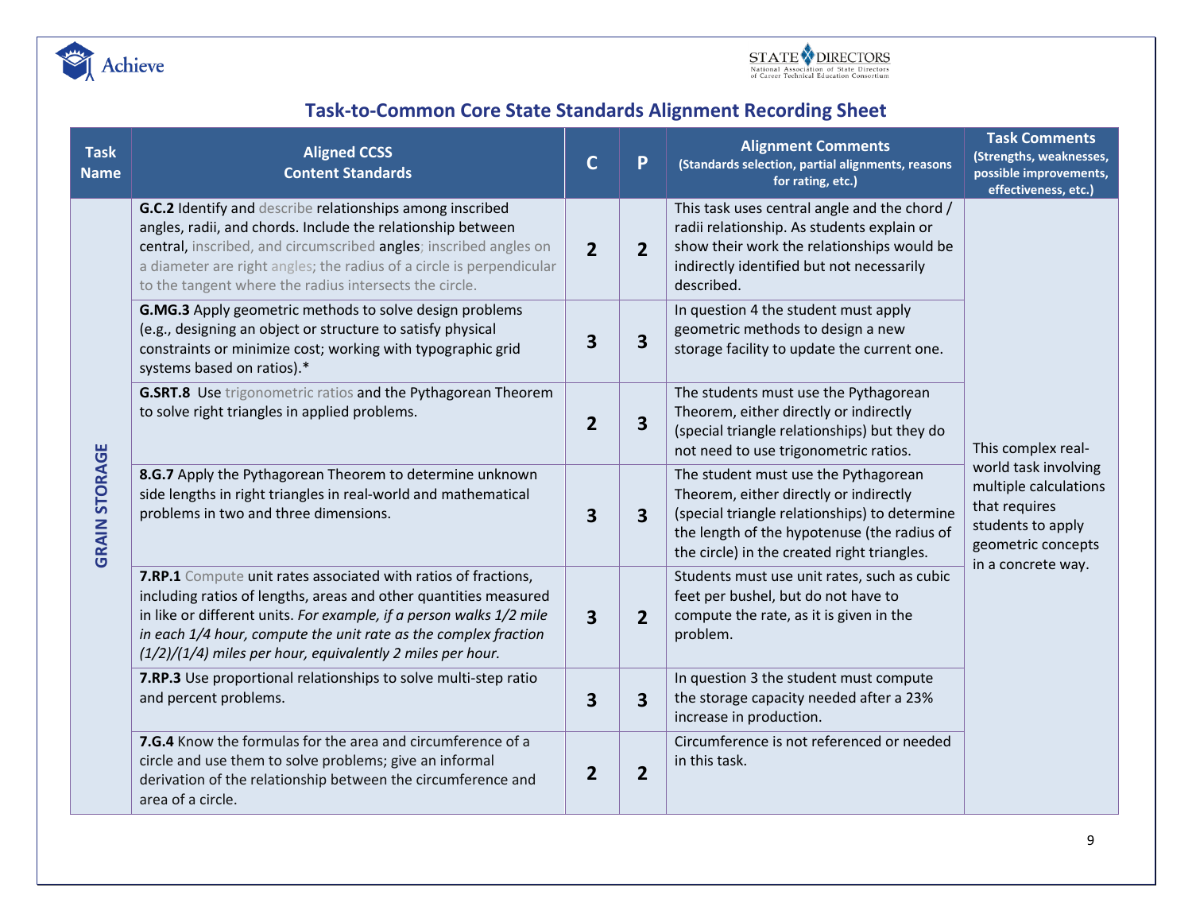## Task-to-Common Core State Standards Alignment Recording Sheet

| Task Name | Aligned CCSS Content Standards | C | P | Alignment Comments (Standards selection, partial alignments, reasons for rating, etc.) | Task Comments (Strengths, weaknesses, possible improvements, effectiveness, etc.) |
|---|---|---|---|---|---|
| GRAIN STORAGE | **G.C.2** Identify and describe relationships among inscribed angles, radii, and chords. Include the relationship between central, inscribed, and circumscribed angles; inscribed angles on a diameter are right angles; the radius of a circle is perpendicular to the tangent where the radius intersects the circle. | 2 | 2 | This task uses central angle and the chord / radii relationship. As students explain or show their work the relationships would be indirectly identified but not necessarily described. | This complex real-world task involving multiple calculations that requires students to apply geometric concepts in a concrete way. |
| | **G.MG.3** Apply geometric methods to solve design problems (e.g., designing an object or structure to satisfy physical constraints or minimize cost; working with typographic grid systems based on ratios).* | 3 | 3 | In question 4 the student must apply geometric methods to design a new storage facility to update the current one. | |
| | **G.SRT.8** Use trigonometric ratios and the Pythagorean Theorem to solve right triangles in applied problems. | 2 | 3 | The students must use the Pythagorean Theorem, either directly or indirectly (special triangle relationships) but they do not need to use trigonometric ratios. | |
| | **8.G.7** Apply the Pythagorean Theorem to determine unknown side lengths in right triangles in real-world and mathematical problems in two and three dimensions. | 3 | 3 | The student must use the Pythagorean Theorem, either directly or indirectly (special triangle relationships) to determine the length of the hypotenuse (the radius of the circle) in the created right triangles. | |
| | **7.RP.1** Compute unit rates associated with ratios of fractions, including ratios of lengths, areas and other quantities measured in like or different units. *For example, if a person walks 1/2 mile in each 1/4 hour, compute the unit rate as the complex fraction (1/2)/(1/4) miles per hour, equivalently 2 miles per hour.* | 3 | 2 | Students must use unit rates, such as cubic feet per bushel, but do not have to compute the rate, as it is given in the problem. | |
| | **7.RP.3** Use proportional relationships to solve multi-step ratio and percent problems. | 3 | 3 | In question 3 the student must compute the storage capacity needed after a 23% increase in production. | |
| | **7.G.4** Know the formulas for the area and circumference of a circle and use them to solve problems; give an informal derivation of the relationship between the circumference and area of a circle. | 2 | 2 | Circumference is not referenced or needed in this task. | |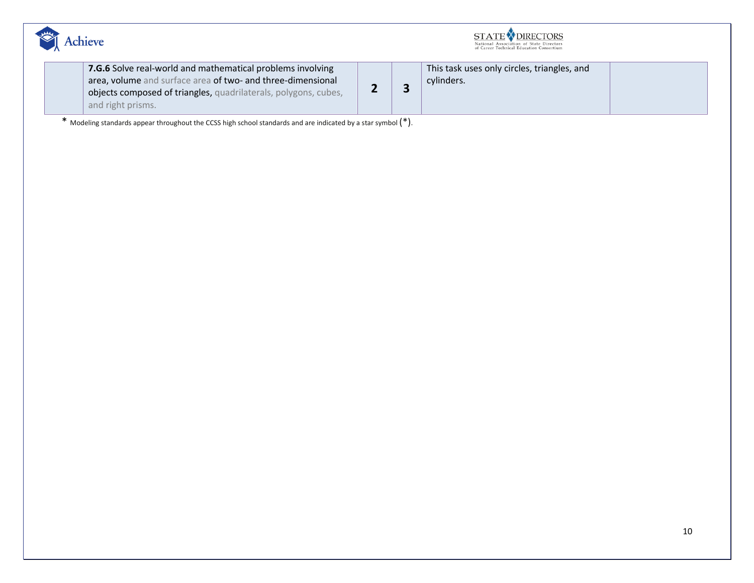|  | **7.G.6** Solve real-world and mathematical problems involving area, volume and surface area of two- and three-dimensional objects composed of triangles, quadrilaterals, polygons, cubes, and right prisms. | **2** | **3** | This task uses only circles, triangles, and cylinders. |  |
|---|---|---|---|---|---|

* Modeling standards appear throughout the CCSS high school standards and are indicated by a star symbol (*).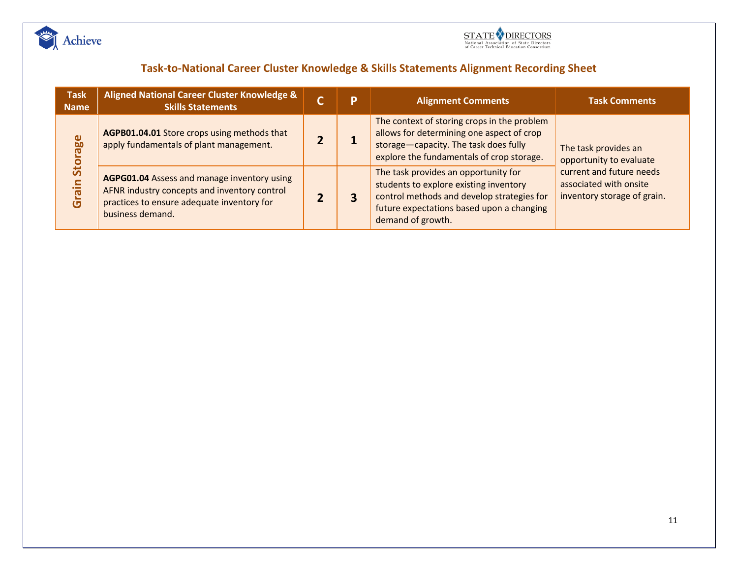## Task-to-National Career Cluster Knowledge & Skills Statements Alignment Recording Sheet

| Task Name | Aligned National Career Cluster Knowledge & Skills Statements | C | P | Alignment Comments | Task Comments |
|---|---|---|---|---|---|
| Grain Storage | **AGPB01.04.01** Store crops using methods that apply fundamentals of plant management. | 2 | 1 | The context of storing crops in the problem allows for determining one aspect of crop storage—capacity. The task does fully explore the fundamentals of crop storage. | The task provides an opportunity to evaluate current and future needs associated with onsite inventory storage of grain. |
| | **AGPG01.04** Assess and manage inventory using AFNR industry concepts and inventory control practices to ensure adequate inventory for business demand. | 2 | 3 | The task provides an opportunity for students to explore existing inventory control methods and develop strategies for future expectations based upon a changing demand of growth. | |